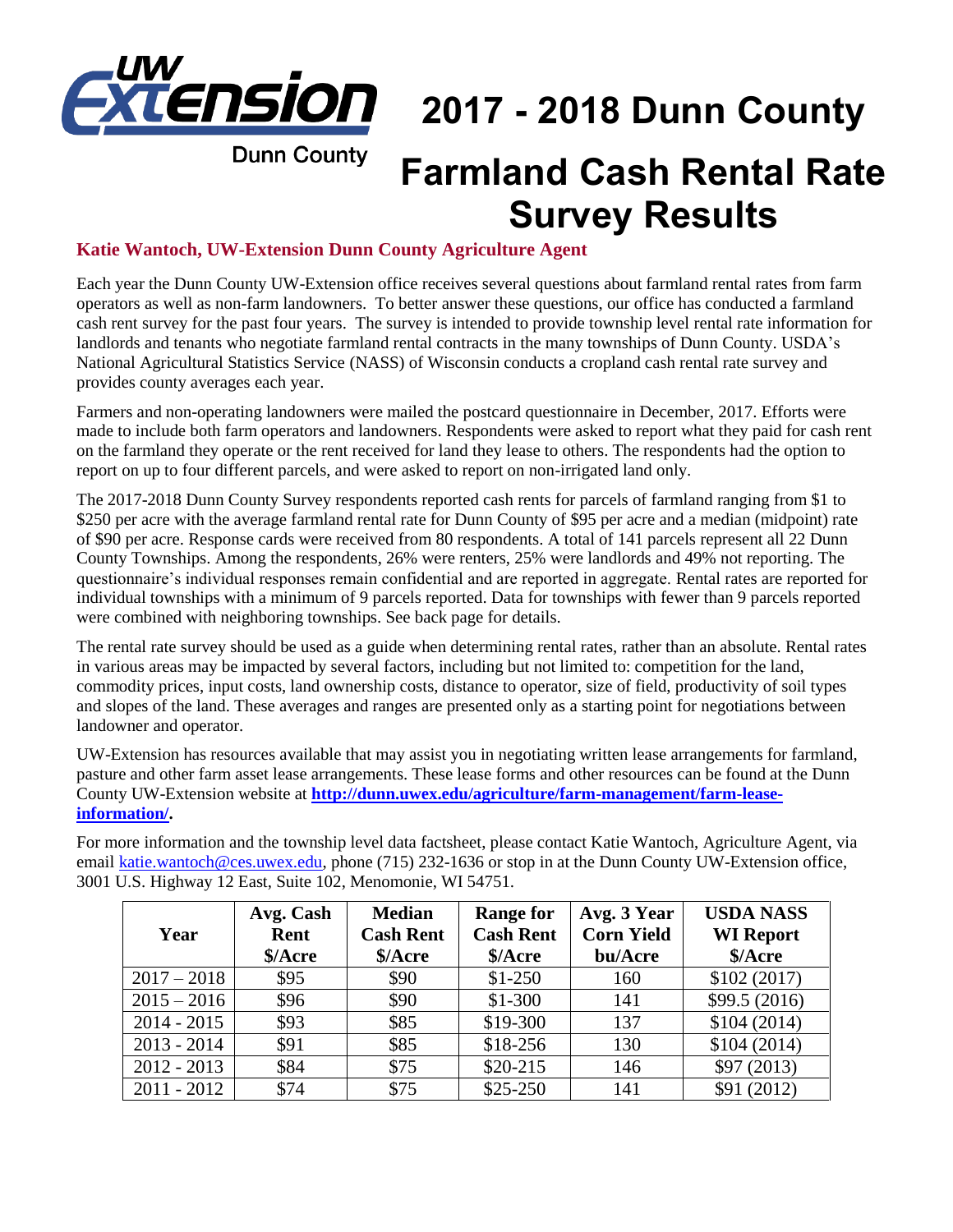UW Extension

Dunn County

# 2017 - 2018 Dunn County Farmland Cash Rental Rate Survey Results

**Katie Wantoch, UW-Extension Dunn County Agriculture Agent**

Each year the Dunn County UW-Extension office receives several questions about farmland rental rates from farm operators as well as non-farm landowners. To better answer these questions, our office has conducted a farmland cash rent survey for the past four years. The survey is intended to provide township level rental rate information for landlords and tenants who negotiate farmland rental contracts in the many townships of Dunn County. USDA's National Agricultural Statistics Service (NASS) of Wisconsin conducts a cropland cash rental rate survey and provides county averages each year.

Farmers and non-operating landowners were mailed the postcard questionnaire in December, 2017. Efforts were made to include both farm operators and landowners. Respondents were asked to report what they paid for cash rent on the farmland they operate or the rent received for land they lease to others. The respondents had the option to report on up to four different parcels, and were asked to report on non-irrigated land only.

The 2017-2018 Dunn County Survey respondents reported cash rents for parcels of farmland ranging from $1 to $250 per acre with the average farmland rental rate for Dunn County of $95 per acre and a median (midpoint) rate of $90 per acre. Response cards were received from 80 respondents. A total of 141 parcels represent all 22 Dunn County Townships. Among the respondents, 26% were renters, 25% were landlords and 49% not reporting. The questionnaire's individual responses remain confidential and are reported in aggregate. Rental rates are reported for individual townships with a minimum of 9 parcels reported. Data for townships with fewer than 9 parcels reported were combined with neighboring townships. See back page for details.

The rental rate survey should be used as a guide when determining rental rates, rather than an absolute. Rental rates in various areas may be impacted by several factors, including but not limited to: competition for the land, commodity prices, input costs, land ownership costs, distance to operator, size of field, productivity of soil types and slopes of the land. These averages and ranges are presented only as a starting point for negotiations between landowner and operator.

UW-Extension has resources available that may assist you in negotiating written lease arrangements for farmland, pasture and other farm asset lease arrangements. These lease forms and other resources can be found at the Dunn County UW-Extension website at **http://dunn.uwex.edu/agriculture/farm-management/farm-lease-information/.**

For more information and the township level data factsheet, please contact Katie Wantoch, Agriculture Agent, via email katie.wantoch@ces.uwex.edu, phone (715) 232-1636 or stop in at the Dunn County UW-Extension office, 3001 U.S. Highway 12 East, Suite 102, Menomonie, WI 54751.

| Year | Avg. Cash Rent $/Acre | Median Cash Rent $/Acre | Range for Cash Rent $/Acre | Avg. 3 Year Corn Yield bu/Acre | USDA NASS WI Report $/Acre |
|---|---|---|---|---|---|
| 2017 – 2018 | $95 | $90 | $1-250 | 160 | $102 (2017) |
| 2015 – 2016 | $96 | $90 | $1-300 | 141 | $99.5 (2016) |
| 2014 - 2015 | $93 | $85 | $19-300 | 137 | $104 (2014) |
| 2013 - 2014 | $91 | $85 | $18-256 | 130 | $104 (2014) |
| 2012 - 2013 | $84 | $75 | $20-215 | 146 | $97 (2013) |
| 2011 - 2012 | $74 | $75 | $25-250 | 141 | $91 (2012) |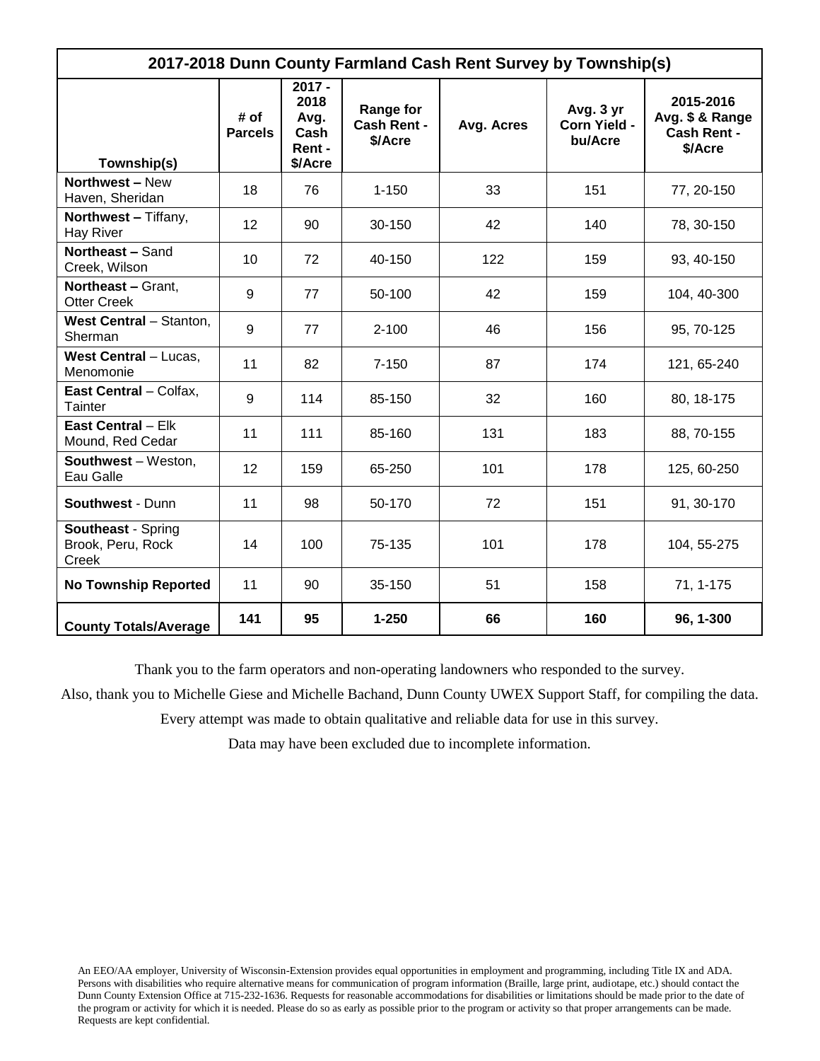| 2017-2018 Dunn County Farmland Cash Rent Survey by Township(s) | | | | | | |
|---|---|---|---|---|---|---|
| Township(s) | # of Parcels | 2017 - 2018 Avg. Cash Rent - $/Acre | Range for Cash Rent - $/Acre | Avg. Acres | Avg. 3 yr Corn Yield - bu/Acre | 2015-2016 Avg. $ & Range Cash Rent - $/Acre |
| **Northwest –** New Haven, Sheridan | 18 | 76 | 1-150 | 33 | 151 | 77, 20-150 |
| **Northwest –** Tiffany, Hay River | 12 | 90 | 30-150 | 42 | 140 | 78, 30-150 |
| **Northeast –** Sand Creek, Wilson | 10 | 72 | 40-150 | 122 | 159 | 93, 40-150 |
| **Northeast –** Grant, Otter Creek | 9 | 77 | 50-100 | 42 | 159 | 104, 40-300 |
| **West Central** – Stanton, Sherman | 9 | 77 | 2-100 | 46 | 156 | 95, 70-125 |
| **West Central** – Lucas, Menomonie | 11 | 82 | 7-150 | 87 | 174 | 121, 65-240 |
| **East Central** – Colfax, Tainter | 9 | 114 | 85-150 | 32 | 160 | 80, 18-175 |
| **East Central** – Elk Mound, Red Cedar | 11 | 111 | 85-160 | 131 | 183 | 88, 70-155 |
| **Southwest** – Weston, Eau Galle | 12 | 159 | 65-250 | 101 | 178 | 125, 60-250 |
| **Southwest** - Dunn | 11 | 98 | 50-170 | 72 | 151 | 91, 30-170 |
| **Southeast** - Spring Brook, Peru, Rock Creek | 14 | 100 | 75-135 | 101 | 178 | 104, 55-275 |
| **No Township Reported** | 11 | 90 | 35-150 | 51 | 158 | 71, 1-175 |
| **County Totals/Average** | **141** | **95** | **1-250** | **66** | **160** | **96, 1-300** |

Thank you to the farm operators and non-operating landowners who responded to the survey.

Also, thank you to Michelle Giese and Michelle Bachand, Dunn County UWEX Support Staff, for compiling the data.

Every attempt was made to obtain qualitative and reliable data for use in this survey.

Data may have been excluded due to incomplete information.

An EEO/AA employer, University of Wisconsin-Extension provides equal opportunities in employment and programming, including Title IX and ADA. Persons with disabilities who require alternative means for communication of program information (Braille, large print, audiotape, etc.) should contact the Dunn County Extension Office at 715-232-1636. Requests for reasonable accommodations for disabilities or limitations should be made prior to the date of the program or activity for which it is needed. Please do so as early as possible prior to the program or activity so that proper arrangements can be made. Requests are kept confidential.